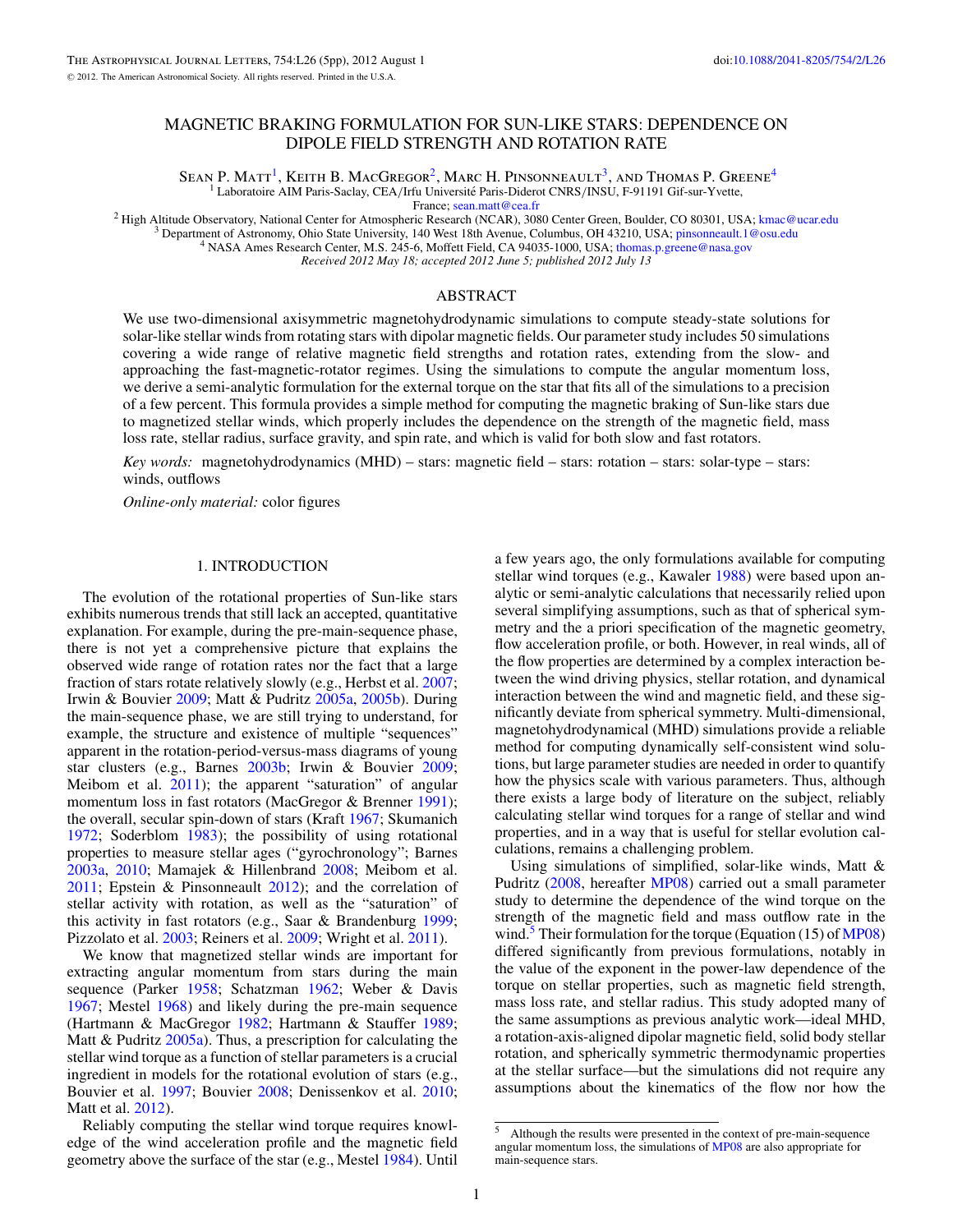# MAGNETIC BRAKING FORMULATION FOR SUN-LIKE STARS: DEPENDENCE ON DIPOLE FIELD STRENGTH AND ROTATION RATE

Sean P. Matt[1], Keith B. MacGregor[2], Marc H. Pinsonneault[3], and Thomas P. Greene[4]

[1] Laboratoire AIM Paris-Saclay, CEA/Irfu Université Paris-Diderot CNRS/INSU, F-91191 Gif-sur-Yvette, France; sean.matt@cea.fr

[2] High Altitude Observatory, National Center for Atmospheric Research (NCAR), 3080 Center Green, Boulder, CO 80301, USA; kmac@ucar.edu

[3] Department of Astronomy, Ohio State University, 140 West 18th Avenue, Columbus, OH 43210, USA; pinsonneault.1@osu.edu

[4] NASA Ames Research Center, M.S. 245-6, Moffett Field, CA 94035-1000, USA; thomas.p.greene@nasa.gov

*Received 2012 May 18; accepted 2012 June 5; published 2012 July 13*

## ABSTRACT

We use two-dimensional axisymmetric magnetohydrodynamic simulations to compute steady-state solutions for solar-like stellar winds from rotating stars with dipolar magnetic fields. Our parameter study includes 50 simulations covering a wide range of relative magnetic field strengths and rotation rates, extending from the slow- and approaching the fast-magnetic-rotator regimes. Using the simulations to compute the angular momentum loss, we derive a semi-analytic formulation for the external torque on the star that fits all of the simulations to a precision of a few percent. This formula provides a simple method for computing the magnetic braking of Sun-like stars due to magnetized stellar winds, which properly includes the dependence on the strength of the magnetic field, mass loss rate, stellar radius, surface gravity, and spin rate, and which is valid for both slow and fast rotators.

*Key words:* magnetohydrodynamics (MHD) – stars: magnetic field – stars: rotation – stars: solar-type – stars: winds, outflows

*Online-only material:* color figures

## 1. INTRODUCTION

The evolution of the rotational properties of Sun-like stars exhibits numerous trends that still lack an accepted, quantitative explanation. For example, during the pre-main-sequence phase, there is not yet a comprehensive picture that explains the observed wide range of rotation rates nor the fact that a large fraction of stars rotate relatively slowly (e.g., Herbst et al. 2007; Irwin & Bouvier 2009; Matt & Pudritz 2005a, 2005b). During the main-sequence phase, we are still trying to understand, for example, the structure and existence of multiple "sequences" apparent in the rotation-period-versus-mass diagrams of young star clusters (e.g., Barnes 2003b; Irwin & Bouvier 2009; Meibom et al. 2011); the apparent "saturation" of angular momentum loss in fast rotators (MacGregor & Brenner 1991); the overall, secular spin-down of stars (Kraft 1967; Skumanich 1972; Soderblom 1983); the possibility of using rotational properties to measure stellar ages ("gyrochronology"; Barnes 2003a, 2010; Mamajek & Hillenbrand 2008; Meibom et al. 2011; Epstein & Pinsonneault 2012); and the correlation of stellar activity with rotation, as well as the "saturation" of this activity in fast rotators (e.g., Saar & Brandenburg 1999; Pizzolato et al. 2003; Reiners et al. 2009; Wright et al. 2011).

We know that magnetized stellar winds are important for extracting angular momentum from stars during the main sequence (Parker 1958; Schatzman 1962; Weber & Davis 1967; Mestel 1968) and likely during the pre-main sequence (Hartmann & MacGregor 1982; Hartmann & Stauffer 1989; Matt & Pudritz 2005a). Thus, a prescription for calculating the stellar wind torque as a function of stellar parameters is a crucial ingredient in models for the rotational evolution of stars (e.g., Bouvier et al. 1997; Bouvier 2008; Denissenkov et al. 2010; Matt et al. 2012).

Reliably computing the stellar wind torque requires knowledge of the wind acceleration profile and the magnetic field geometry above the surface of the star (e.g., Mestel 1984). Until a few years ago, the only formulations available for computing stellar wind torques (e.g., Kawaler 1988) were based upon analytic or semi-analytic calculations that necessarily relied upon several simplifying assumptions, such as that of spherical symmetry and the a priori specification of the magnetic geometry, flow acceleration profile, or both. However, in real winds, all of the flow properties are determined by a complex interaction between the wind driving physics, stellar rotation, and dynamical interaction between the wind and magnetic field, and these significantly deviate from spherical symmetry. Multi-dimensional, magnetohydrodynamical (MHD) simulations provide a reliable method for computing dynamically self-consistent wind solutions, but large parameter studies are needed in order to quantify how the physics scale with various parameters. Thus, although there exists a large body of literature on the subject, reliably calculating stellar wind torques for a range of stellar and wind properties, and in a way that is useful for stellar evolution calculations, remains a challenging problem.

Using simulations of simplified, solar-like winds, Matt & Pudritz (2008, hereafter MP08) carried out a small parameter study to determine the dependence of the wind torque on the strength of the magnetic field and mass outflow rate in the wind.[5] Their formulation for the torque (Equation (15) of MP08) differed significantly from previous formulations, notably in the value of the exponent in the power-law dependence of the torque on stellar properties, such as magnetic field strength, mass loss rate, and stellar radius. This study adopted many of the same assumptions as previous analytic work—ideal MHD, a rotation-axis-aligned dipolar magnetic field, solid body stellar rotation, and spherically symmetric thermodynamic properties at the stellar surface—but the simulations did not require any assumptions about the kinematics of the flow nor how the

[5] Although the results were presented in the context of pre-main-sequence angular momentum loss, the simulations of MP08 are also appropriate for main-sequence stars.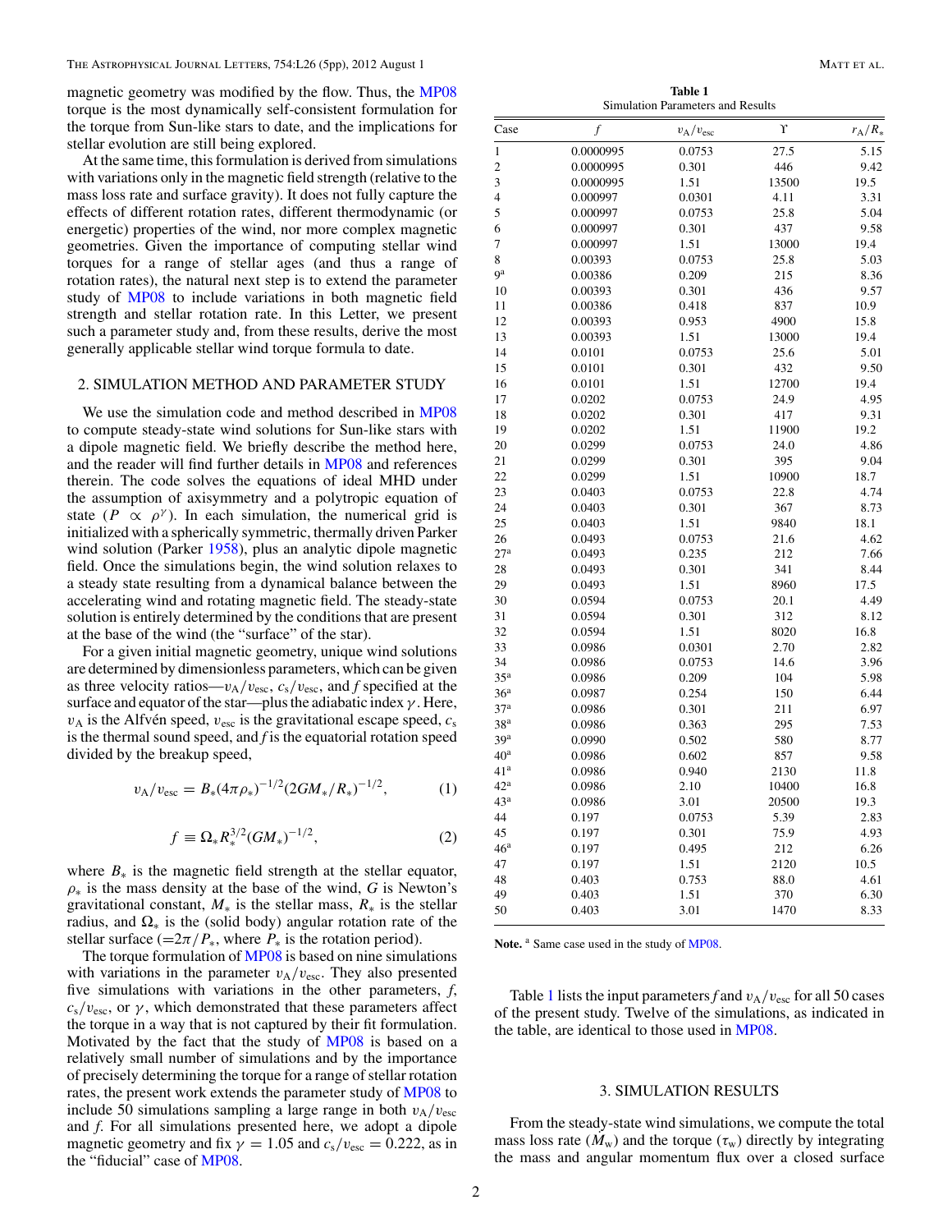magnetic geometry was modified by the flow. Thus, the MP08 torque is the most dynamically self-consistent formulation for the torque from Sun-like stars to date, and the implications for stellar evolution are still being explored.

At the same time, this formulation is derived from simulations with variations only in the magnetic field strength (relative to the mass loss rate and surface gravity). It does not fully capture the effects of different rotation rates, different thermodynamic (or energetic) properties of the wind, nor more complex magnetic geometries. Given the importance of computing stellar wind torques for a range of stellar ages (and thus a range of rotation rates), the natural next step is to extend the parameter study of MP08 to include variations in both magnetic field strength and stellar rotation rate. In this Letter, we present such a parameter study and, from these results, derive the most generally applicable stellar wind torque formula to date.

## 2. SIMULATION METHOD AND PARAMETER STUDY

We use the simulation code and method described in MP08 to compute steady-state wind solutions for Sun-like stars with a dipole magnetic field. We briefly describe the method here, and the reader will find further details in MP08 and references therein. The code solves the equations of ideal MHD under the assumption of axisymmetry and a polytropic equation of state ($P \propto \rho^{\gamma}$). In each simulation, the numerical grid is initialized with a spherically symmetric, thermally driven Parker wind solution (Parker 1958), plus an analytic dipole magnetic field. Once the simulations begin, the wind solution relaxes to a steady state resulting from a dynamical balance between the accelerating wind and rotating magnetic field. The steady-state solution is entirely determined by the conditions that are present at the base of the wind (the "surface" of the star).

For a given initial magnetic geometry, unique wind solutions are determined by dimensionless parameters, which can be given as three velocity ratios—$v_A/v_{esc}$, $c_s/v_{esc}$, and $f$ specified at the surface and equator of the star—plus the adiabatic index $\gamma$. Here, $v_A$ is the Alfvén speed, $v_{esc}$ is the gravitational escape speed, $c_s$ is the thermal sound speed, and $f$ is the equatorial rotation speed divided by the breakup speed,

$$v_A/v_{esc} = B_*(4\pi\rho_*)^{-1/2}(2GM_*/R_*)^{-1/2}, \qquad (1)$$

$$f \equiv \Omega_* R_*^{3/2}(GM_*)^{-1/2}, \qquad (2)$$

where $B_*$ is the magnetic field strength at the stellar equator, $\rho_*$ is the mass density at the base of the wind, $G$ is Newton's gravitational constant, $M_*$ is the stellar mass, $R_*$ is the stellar radius, and $\Omega_*$ is the (solid body) angular rotation rate of the stellar surface ($=2\pi/P_*$, where $P_*$ is the rotation period).

The torque formulation of MP08 is based on nine simulations with variations in the parameter $v_A/v_{esc}$. They also presented five simulations with variations in the other parameters, $f$, $c_s/v_{esc}$, or $\gamma$, which demonstrated that these parameters affect the torque in a way that is not captured by their fit formulation. Motivated by the fact that the study of MP08 is based on a relatively small number of simulations and by the importance of precisely determining the torque for a range of stellar rotation rates, the present work extends the parameter study of MP08 to include 50 simulations sampling a large range in both $v_A/v_{esc}$ and $f$. For all simulations presented here, we adopt a dipole magnetic geometry and fix $\gamma = 1.05$ and $c_s/v_{esc} = 0.222$, as in the "fiducial" case of MP08.

**Table 1**
Simulation Parameters and Results

| Case | $f$ | $v_A/v_{esc}$ | $\Upsilon$ | $r_A/R_*$ |
|---|---|---|---|---|
| 1 | 0.0000995 | 0.0753 | 27.5 | 5.15 |
| 2 | 0.0000995 | 0.301 | 446 | 9.42 |
| 3 | 0.0000995 | 1.51 | 13500 | 19.5 |
| 4 | 0.000997 | 0.0301 | 4.11 | 3.31 |
| 5 | 0.000997 | 0.0753 | 25.8 | 5.04 |
| 6 | 0.000997 | 0.301 | 437 | 9.58 |
| 7 | 0.000997 | 1.51 | 13000 | 19.4 |
| 8 | 0.00393 | 0.0753 | 25.8 | 5.03 |
| 9[a] | 0.00386 | 0.209 | 215 | 8.36 |
| 10 | 0.00393 | 0.301 | 436 | 9.57 |
| 11 | 0.00386 | 0.418 | 837 | 10.9 |
| 12 | 0.00393 | 0.953 | 4900 | 15.8 |
| 13 | 0.00393 | 1.51 | 13000 | 19.4 |
| 14 | 0.0101 | 0.0753 | 25.6 | 5.01 |
| 15 | 0.0101 | 0.301 | 432 | 9.50 |
| 16 | 0.0101 | 1.51 | 12700 | 19.4 |
| 17 | 0.0202 | 0.0753 | 24.9 | 4.95 |
| 18 | 0.0202 | 0.301 | 417 | 9.31 |
| 19 | 0.0202 | 1.51 | 11900 | 19.2 |
| 20 | 0.0299 | 0.0753 | 24.0 | 4.86 |
| 21 | 0.0299 | 0.301 | 395 | 9.04 |
| 22 | 0.0299 | 1.51 | 10900 | 18.7 |
| 23 | 0.0403 | 0.0753 | 22.8 | 4.74 |
| 24 | 0.0403 | 0.301 | 367 | 8.73 |
| 25 | 0.0403 | 1.51 | 9840 | 18.1 |
| 26 | 0.0493 | 0.0753 | 21.6 | 4.62 |
| 27[a] | 0.0493 | 0.235 | 212 | 7.66 |
| 28 | 0.0493 | 0.301 | 341 | 8.44 |
| 29 | 0.0493 | 1.51 | 8960 | 17.5 |
| 30 | 0.0594 | 0.0753 | 20.1 | 4.49 |
| 31 | 0.0594 | 0.301 | 312 | 8.12 |
| 32 | 0.0594 | 1.51 | 8020 | 16.8 |
| 33 | 0.0986 | 0.0301 | 2.70 | 2.82 |
| 34 | 0.0986 | 0.0753 | 14.6 | 3.96 |
| 35[a] | 0.0986 | 0.209 | 104 | 5.98 |
| 36[a] | 0.0987 | 0.254 | 150 | 6.44 |
| 37[a] | 0.0986 | 0.301 | 211 | 6.97 |
| 38[a] | 0.0986 | 0.363 | 295 | 7.53 |
| 39[a] | 0.0990 | 0.502 | 580 | 8.77 |
| 40[a] | 0.0986 | 0.602 | 857 | 9.58 |
| 41[a] | 0.0986 | 0.940 | 2130 | 11.8 |
| 42[a] | 0.0986 | 2.10 | 10400 | 16.8 |
| 43[a] | 0.0986 | 3.01 | 20500 | 19.3 |
| 44 | 0.197 | 0.0753 | 5.39 | 2.83 |
| 45 | 0.197 | 0.301 | 75.9 | 4.93 |
| 46[a] | 0.197 | 0.495 | 212 | 6.26 |
| 47 | 0.197 | 1.51 | 2120 | 10.5 |
| 48 | 0.403 | 0.753 | 88.0 | 4.61 |
| 49 | 0.403 | 1.51 | 370 | 6.30 |
| 50 | 0.403 | 3.01 | 1470 | 8.33 |

**Note.** [a] Same case used in the study of MP08.

Table 1 lists the input parameters $f$ and $v_A/v_{esc}$ for all 50 cases of the present study. Twelve of the simulations, as indicated in the table, are identical to those used in MP08.

## 3. SIMULATION RESULTS

From the steady-state wind simulations, we compute the total mass loss rate ($\dot{M}_w$) and the torque ($\tau_w$) directly by integrating the mass and angular momentum flux over a closed surface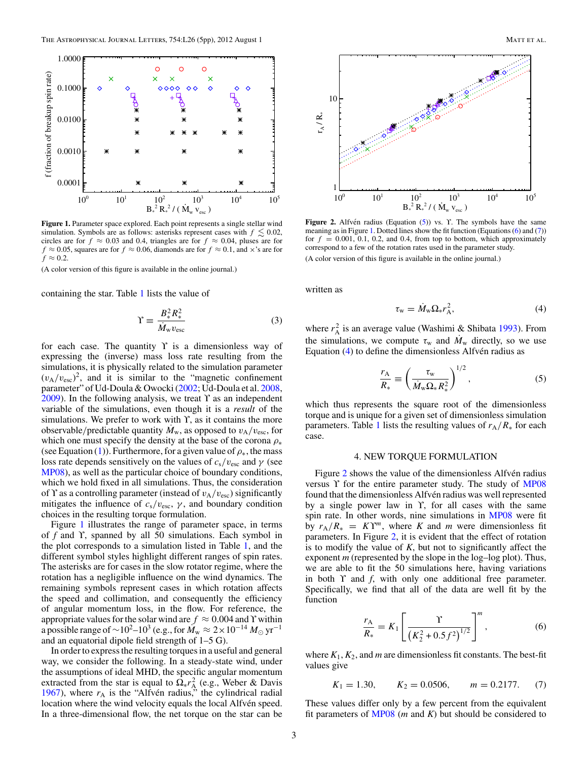**Figure 1.** Parameter space explored. Each point represents a single stellar wind simulation. Symbols are as follows: asterisks represent cases with $f \lesssim 0.02$, circles are for $f \approx 0.03$ and 0.4, triangles are for $f \approx 0.04$, pluses are for $f \approx 0.05$, squares are for $f \approx 0.06$, diamonds are for $f \approx 0.1$, and ×'s are for $f \approx 0.2$.

(A color version of this figure is available in the online journal.)

**Figure 2.** Alfvén radius (Equation (5)) vs. $\Upsilon$. The symbols have the same meaning as in Figure 1. Dotted lines show the fit function (Equations (6) and (7)) for $f = 0.001$, 0.1, 0.2, and 0.4, from top to bottom, which approximately correspond to a few of the rotation rates used in the parameter study.

(A color version of this figure is available in the online journal.)

containing the star. Table 1 lists the value of

$$\Upsilon \equiv \frac{B_*^2 R_*^2}{\dot{M}_w v_{esc}} \tag{3}$$

for each case. The quantity $\Upsilon$ is a dimensionless way of expressing the (inverse) mass loss rate resulting from the simulations, it is physically related to the simulation parameter $(v_A/v_{esc})^2$, and it is similar to the "magnetic confinement parameter" of Ud-Doula & Owocki (2002; Ud-Doula et al. 2008, 2009). In the following analysis, we treat $\Upsilon$ as an independent variable of the simulations, even though it is a *result* of the simulations. We prefer to work with $\Upsilon$, as it contains the more observable/predictable quantity $\dot{M}_w$, as opposed to $v_A/v_{esc}$, for which one must specify the density at the base of the corona $\rho_*$ (see Equation (1)). Furthermore, for a given value of $\rho_*$, the mass loss rate depends sensitively on the values of $c_s/v_{esc}$ and $\gamma$ (see MP08), as well as the particular choice of boundary conditions, which we hold fixed in all simulations. Thus, the consideration of $\Upsilon$ as a controlling parameter (instead of $v_A/v_{esc}$) significantly mitigates the influence of $c_s/v_{esc}$, $\gamma$, and boundary condition choices in the resulting torque formulation.

Figure 1 illustrates the range of parameter space, in terms of $f$ and $\Upsilon$, spanned by all 50 simulations. Each symbol in the plot corresponds to a simulation listed in Table 1, and the different symbol styles highlight different ranges of spin rates. The asterisks are for cases in the slow rotator regime, where the rotation has a negligible influence on the wind dynamics. The remaining symbols represent cases in which rotation affects the speed and collimation, and consequently the efficiency of angular momentum loss, in the flow. For reference, the appropriate values for the solar wind are $f \approx 0.004$ and $\Upsilon$ within a possible range of $\sim 10^2$–$10^3$ (e.g., for $\dot{M}_w \approx 2 \times 10^{-14}\ M_\odot\ \mathrm{yr}^{-1}$ and an equatorial dipole field strength of 1–5 G).

In order to express the resulting torques in a useful and general way, we consider the following. In a steady-state wind, under the assumptions of ideal MHD, the specific angular momentum extracted from the star is equal to $\Omega_* r_A^2$ (e.g., Weber & Davis 1967), where $r_A$ is the "Alfvén radius," the cylindrical radial location where the wind velocity equals the local Alfvén speed. In a three-dimensional flow, the net torque on the star can be written as

$$\tau_w = \dot{M}_w \Omega_* r_A^2, \tag{4}$$

where $r_A^2$ is an average value (Washimi & Shibata 1993). From the simulations, we compute $\tau_w$ and $\dot{M}_w$ directly, so we use Equation (4) to define the dimensionless Alfvén radius as

$$\frac{r_A}{R_*} \equiv \left( \frac{\tau_w}{\dot{M}_w \Omega_* R_*^2} \right)^{1/2}, \tag{5}$$

which thus represents the square root of the dimensionless torque and is unique for a given set of dimensionless simulation parameters. Table 1 lists the resulting values of $r_A/R_*$ for each case.

## 4. NEW TORQUE FORMULATION

Figure 2 shows the value of the dimensionless Alfvén radius versus $\Upsilon$ for the entire parameter study. The study of MP08 found that the dimensionless Alfvén radius was well represented by a single power law in $\Upsilon$, for all cases with the same spin rate. In other words, nine simulations in MP08 were fit by $r_A/R_* = K\Upsilon^m$, where $K$ and $m$ were dimensionless fit parameters. In Figure 2, it is evident that the effect of rotation is to modify the value of $K$, but not to significantly affect the exponent $m$ (represented by the slope in the log–log plot). Thus, we are able to fit the 50 simulations here, having variations in both $\Upsilon$ and $f$, with only one additional free parameter. Specifically, we find that all of the data are well fit by the function

$$\frac{r_A}{R_*} = K_1 \left[ \frac{\Upsilon}{\left(K_2^2 + 0.5 f^2\right)^{1/2}} \right]^m, \tag{6}$$

where $K_1$, $K_2$, and $m$ are dimensionless fit constants. The best-fit values give

$$K_1 = 1.30, \qquad K_2 = 0.0506, \qquad m = 0.2177. \tag{7}$$

These values differ only by a few percent from the equivalent fit parameters of MP08 ($m$ and $K$) but should be considered to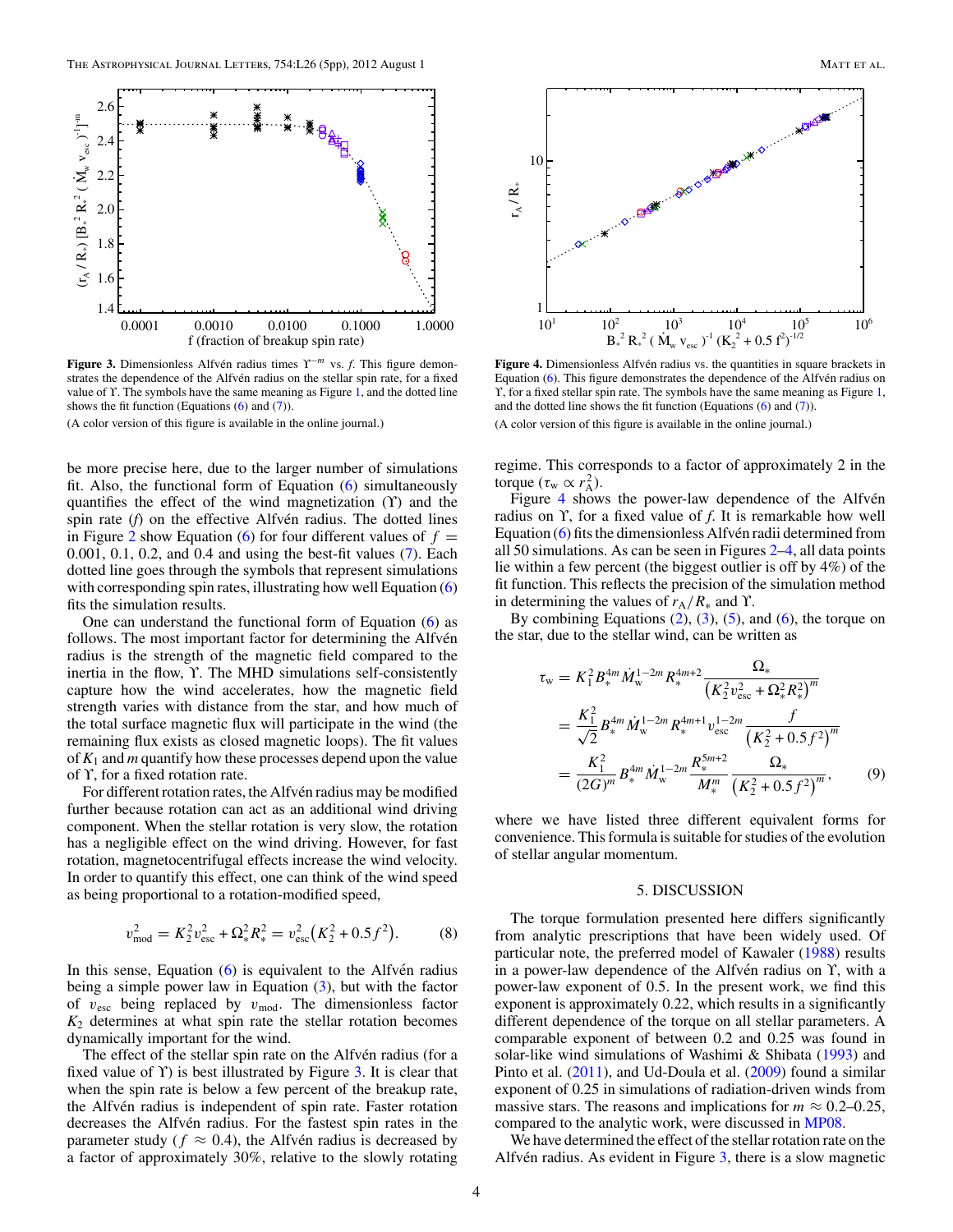**Figure 3.** Dimensionless Alfvén radius times $\Upsilon^{-m}$ vs. $f$. This figure demonstrates the dependence of the Alfvén radius on the stellar spin rate, for a fixed value of $\Upsilon$. The symbols have the same meaning as Figure 1, and the dotted line shows the fit function (Equations (6) and (7)).

(A color version of this figure is available in the online journal.)

**Figure 4.** Dimensionless Alfvén radius vs. the quantities in square brackets in Equation (6). This figure demonstrates the dependence of the Alfvén radius on $\Upsilon$, for a fixed stellar spin rate. The symbols have the same meaning as Figure 1, and the dotted line shows the fit function (Equations (6) and (7)).

(A color version of this figure is available in the online journal.)

be more precise here, due to the larger number of simulations fit. Also, the functional form of Equation (6) simultaneously quantifies the effect of the wind magnetization ($\Upsilon$) and the spin rate ($f$) on the effective Alfvén radius. The dotted lines in Figure 2 show Equation (6) for four different values of $f$ = 0.001, 0.1, 0.2, and 0.4 and using the best-fit values (7). Each dotted line goes through the symbols that represent simulations with corresponding spin rates, illustrating how well Equation (6) fits the simulation results.

One can understand the functional form of Equation (6) as follows. The most important factor for determining the Alfvén radius is the strength of the magnetic field compared to the inertia in the flow, $\Upsilon$. The MHD simulations self-consistently capture how the wind accelerates, how the magnetic field strength varies with distance from the star, and how much of the total surface magnetic flux will participate in the wind (the remaining flux exists as closed magnetic loops). The fit values of $K_1$ and $m$ quantify how these processes depend upon the value of $\Upsilon$, for a fixed rotation rate.

For different rotation rates, the Alfvén radius may be modified further because rotation can act as an additional wind driving component. When the stellar rotation is very slow, the rotation has a negligible effect on the wind driving. However, for fast rotation, magnetocentrifugal effects increase the wind velocity. In order to quantify this effect, one can think of the wind speed as being proportional to a rotation-modified speed,

$$v_{\rm mod}^2 = K_2^2 v_{\rm esc}^2 + \Omega_*^2 R_*^2 = v_{\rm esc}^2 \left(K_2^2 + 0.5 f^2\right). \tag{8}$$

In this sense, Equation (6) is equivalent to the Alfvén radius being a simple power law in Equation (3), but with the factor of $v_{\rm esc}$ being replaced by $v_{\rm mod}$. The dimensionless factor $K_2$ determines at what spin rate the stellar rotation becomes dynamically important for the wind.

The effect of the stellar spin rate on the Alfvén radius (for a fixed value of $\Upsilon$) is best illustrated by Figure 3. It is clear that when the spin rate is below a few percent of the breakup rate, the Alfvén radius is independent of spin rate. Faster rotation decreases the Alfvén radius. For the fastest spin rates in the parameter study ($f \approx 0.4$), the Alfvén radius is decreased by a factor of approximately 30%, relative to the slowly rotating regime. This corresponds to a factor of approximately 2 in the torque ($\tau_{\rm w} \propto r_{\rm A}^2$).

Figure 4 shows the power-law dependence of the Alfvén radius on $\Upsilon$, for a fixed value of $f$. It is remarkable how well Equation (6) fits the dimensionless Alfvén radii determined from all 50 simulations. As can be seen in Figures 2–4, all data points lie within a few percent (the biggest outlier is off by 4%) of the fit function. This reflects the precision of the simulation method in determining the values of $r_{\rm A}/R_*$ and $\Upsilon$.

By combining Equations (2), (3), (5), and (6), the torque on the star, due to the stellar wind, can be written as

$$\begin{aligned}
\tau_{\rm w} &= K_1^2 B_*^{4m} \dot{M}_{\rm w}^{1-2m} R_*^{4m+2} \frac{\Omega_*}{\left(K_2^2 v_{\rm esc}^2 + \Omega_*^2 R_*^2\right)^m} \\
&= \frac{K_1^2}{\sqrt{2}} B_*^{4m} \dot{M}_{\rm w}^{1-2m} R_*^{4m+1} v_{\rm esc}^{1-2m} \frac{f}{\left(K_2^2 + 0.5 f^2\right)^m} \\
&= \frac{K_1^2}{(2G)^m} B_*^{4m} \dot{M}_{\rm w}^{1-2m} \frac{R_*^{5m+2}}{M_*^m} \frac{\Omega_*}{\left(K_2^2 + 0.5 f^2\right)^m},
\end{aligned} \tag{9}$$

where we have listed three different equivalent forms for convenience. This formula is suitable for studies of the evolution of stellar angular momentum.

## 5. DISCUSSION

The torque formulation presented here differs significantly from analytic prescriptions that have been widely used. Of particular note, the preferred model of Kawaler (1988) results in a power-law dependence of the Alfvén radius on $\Upsilon$, with a power-law exponent of 0.5. In the present work, we find this exponent is approximately 0.22, which results in a significantly different dependence of the torque on all stellar parameters. A comparable exponent of between 0.2 and 0.25 was found in solar-like wind simulations of Washimi & Shibata (1993) and Pinto et al. (2011), and Ud-Doula et al. (2009) found a similar exponent of 0.25 in simulations of radiation-driven winds from massive stars. The reasons and implications for $m \approx 0.2$–0.25, compared to the analytic work, were discussed in MP08.

We have determined the effect of the stellar rotation rate on the Alfvén radius. As evident in Figure 3, there is a slow magnetic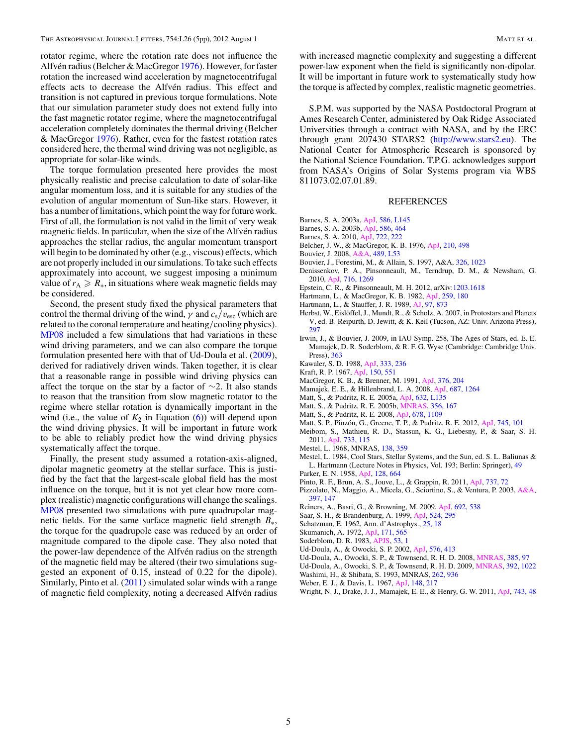rotator regime, where the rotation rate does not influence the Alfvén radius (Belcher & MacGregor 1976). However, for faster rotation the increased wind acceleration by magnetocentrifugal effects acts to decrease the Alfvén radius. This effect and transition is not captured in previous torque formulations. Note that our simulation parameter study does not extend fully into the fast magnetic rotator regime, where the magnetocentrifugal acceleration completely dominates the thermal driving (Belcher & MacGregor 1976). Rather, even for the fastest rotation rates considered here, the thermal wind driving was not negligible, as appropriate for solar-like winds.

The torque formulation presented here provides the most physically realistic and precise calculation to date of solar-like angular momentum loss, and it is suitable for any studies of the evolution of angular momentum of Sun-like stars. However, it has a number of limitations, which point the way for future work. First of all, the formulation is not valid in the limit of very weak magnetic fields. In particular, when the size of the Alfvén radius approaches the stellar radius, the angular momentum transport will begin to be dominated by other (e.g., viscous) effects, which are not properly included in our simulations. To take such effects approximately into account, we suggest imposing a minimum value of $r_A \geqslant R_*$, in situations where weak magnetic fields may be considered.

Second, the present study fixed the physical parameters that control the thermal driving of the wind, $\gamma$ and $c_s/v_{esc}$ (which are related to the coronal temperature and heating/cooling physics). MP08 included a few simulations that had variations in these wind driving parameters, and we can also compare the torque formulation presented here with that of Ud-Doula et al. (2009), derived for radiatively driven winds. Taken together, it is clear that a reasonable range in possible wind driving physics can affect the torque on the star by a factor of ~2. It also stands to reason that the transition from slow magnetic rotator to the regime where stellar rotation is dynamically important in the wind (i.e., the value of $K_2$ in Equation (6)) will depend upon the wind driving physics. It will be important in future work to be able to reliably predict how the wind driving physics systematically affect the torque.

Finally, the present study assumed a rotation-axis-aligned, dipolar magnetic geometry at the stellar surface. This is justified by the fact that the largest-scale global field has the most influence on the torque, but it is not yet clear how more complex (realistic) magnetic configurations will change the scalings. MP08 presented two simulations with pure quadrupolar magnetic fields. For the same surface magnetic field strength $B_*$, the torque for the quadrupole case was reduced by an order of magnitude compared to the dipole case. They also noted that the power-law dependence of the Alfvén radius on the strength of the magnetic field may be altered (their two simulations suggested an exponent of 0.15, instead of 0.22 for the dipole). Similarly, Pinto et al. (2011) simulated solar winds with a range of magnetic field complexity, noting a decreased Alfvén radius with increased magnetic complexity and suggesting a different power-law exponent when the field is significantly non-dipolar. It will be important in future work to systematically study how the torque is affected by complex, realistic magnetic geometries.

S.P.M. was supported by the NASA Postdoctoral Program at Ames Research Center, administered by Oak Ridge Associated Universities through a contract with NASA, and by the ERC through grant 207430 STARS2 (http://www.stars2.eu). The National Center for Atmospheric Research is sponsored by the National Science Foundation. T.P.G. acknowledges support from NASA's Origins of Solar Systems program via WBS 811073.02.07.01.89.

## REFERENCES

Barnes, S. A. 2003a, ApJ, 586, L145
Barnes, S. A. 2003b, ApJ, 586, 464
Barnes, S. A. 2010, ApJ, 722, 222
Belcher, J. W., & MacGregor, K. B. 1976, ApJ, 210, 498
Bouvier, J. 2008, A&A, 489, L53
Bouvier, J., Forestini, M., & Allain, S. 1997, A&A, 326, 1023
Denissenkov, P. A., Pinsonneault, M., Terndrup, D. M., & Newsham, G. 2010, ApJ, 716, 1269
Epstein, C. R., & Pinsonneault, M. H. 2012, arXiv:1203.1618
Hartmann, L., & MacGregor, K. B. 1982, ApJ, 259, 180
Hartmann, L., & Stauffer, J. R. 1989, AJ, 97, 873
Herbst, W., Eislöffel, J., Mundt, R., & Scholz, A. 2007, in Protostars and Planets V, ed. B. Reipurth, D. Jewitt, & K. Keil (Tucson, AZ: Univ. Arizona Press), 297
Irwin, J., & Bouvier, J. 2009, in IAU Symp. 258, The Ages of Stars, ed. E. E. Mamajek, D. R. Soderblom, & R. F. G. Wyse (Cambridge: Cambridge Univ. Press), 363
Kawaler, S. D. 1988, ApJ, 333, 236
Kraft, R. P. 1967, ApJ, 150, 551
MacGregor, K. B., & Brenner, M. 1991, ApJ, 376, 204
Mamajek, E. E., & Hillenbrand, L. A. 2008, ApJ, 687, 1264
Matt, S., & Pudritz, R. E. 2005a, ApJ, 632, L135
Matt, S., & Pudritz, R. E. 2005b, MNRAS, 356, 167
Matt, S., & Pudritz, R. E. 2008, ApJ, 678, 1109
Matt, S. P., Pinzón, G., Greene, T. P., & Pudritz, R. E. 2012, ApJ, 745, 101
Meibom, S., Mathieu, R. D., Stassun, K. G., Liebesny, P., & Saar, S. H. 2011, ApJ, 733, 115
Mestel, L. 1968, MNRAS, 138, 359
Mestel, L. 1984, Cool Stars, Stellar Systems, and the Sun, ed. S. L. Baliunas & L. Hartmann (Lecture Notes in Physics, Vol. 193; Berlin: Springer), 49
Parker, E. N. 1958, ApJ, 128, 664
Pinto, R. F., Brun, A. S., Jouve, L., & Grappin, R. 2011, ApJ, 737, 72
Pizzolato, N., Maggio, A., Micela, G., Sciortino, S., & Ventura, P. 2003, A&A, 397, 147
Reiners, A., Basri, G., & Browning, M. 2009, ApJ, 692, 538
Saar, S. H., & Brandenburg, A. 1999, ApJ, 524, 295
Schatzman, E. 1962, Ann. d'Astrophys., 25, 18
Skumanich, A. 1972, ApJ, 171, 565
Soderblom, D. R. 1983, APJS, 53, 1
Ud-Doula, A., & Owocki, S. P. 2002, ApJ, 576, 413
Ud-Doula, A., Owocki, S. P., & Townsend, R. H. D. 2008, MNRAS, 385, 97
Ud-Doula, A., Owocki, S. P., & Townsend, R. H. D. 2009, MNRAS, 392, 1022
Washimi, H., & Shibata, S. 1993, MNRAS, 262, 936
Weber, E. J., & Davis, L. 1967, ApJ, 148, 217
Wright, N. J., Drake, J. J., Mamajek, E. E., & Henry, G. W. 2011, ApJ, 743, 48